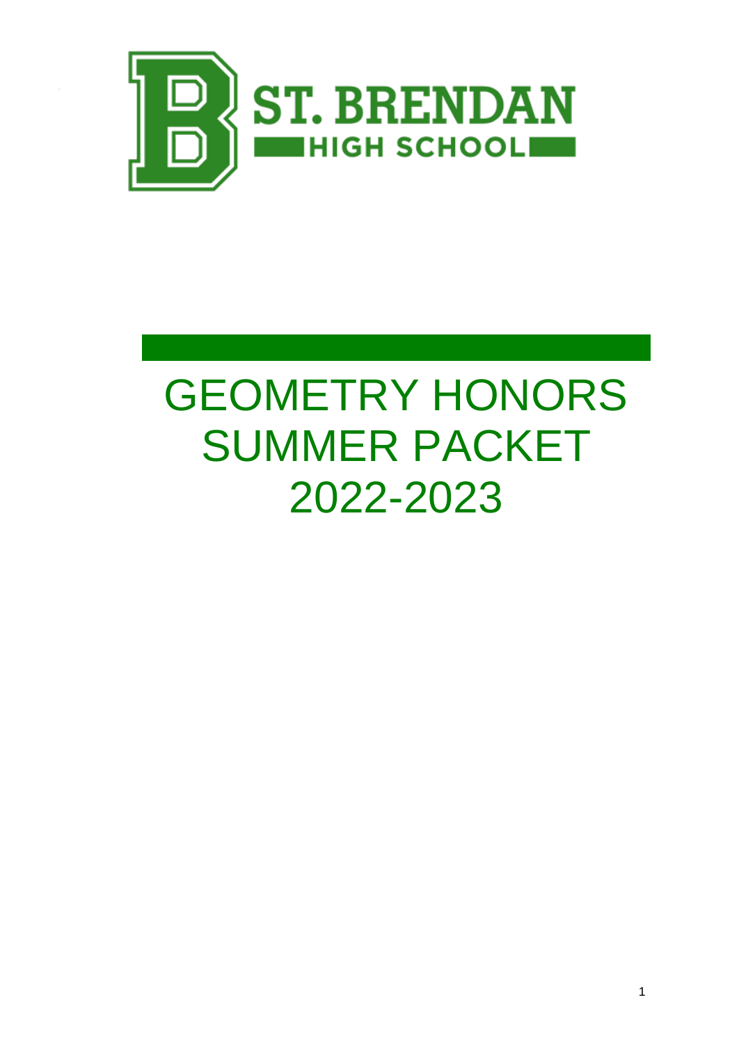ST. BRENDAN HIGH SCHOOL

# GEOMETRY HONORS SUMMER PACKET 2022-2023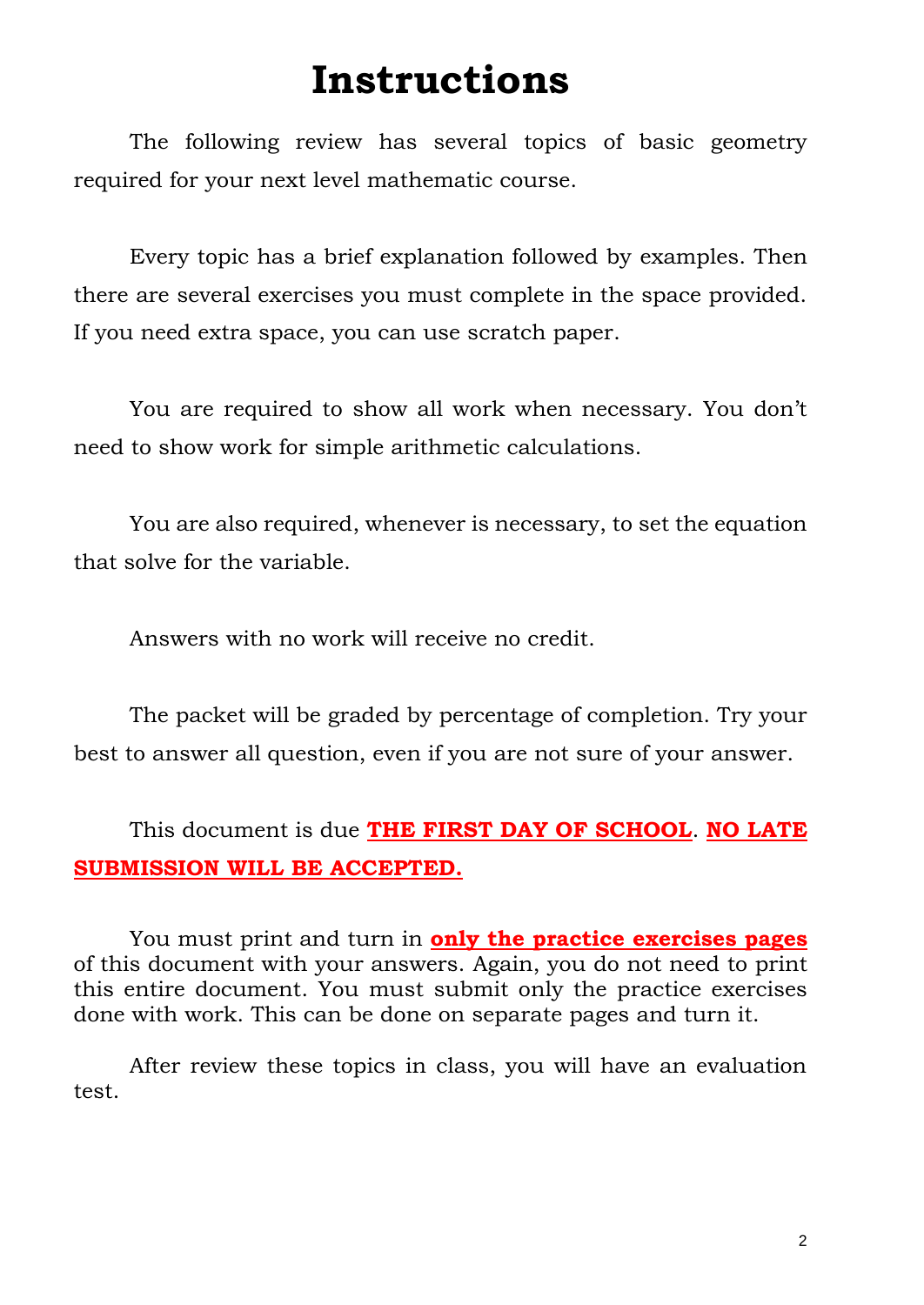# Instructions

The following review has several topics of basic geometry required for your next level mathematic course.

Every topic has a brief explanation followed by examples. Then there are several exercises you must complete in the space provided. If you need extra space, you can use scratch paper.

You are required to show all work when necessary. You don't need to show work for simple arithmetic calculations.

You are also required, whenever is necessary, to set the equation that solve for the variable.

Answers with no work will receive no credit.

The packet will be graded by percentage of completion. Try your best to answer all question, even if you are not sure of your answer.

This document is due **THE FIRST DAY OF SCHOOL**. **NO LATE SUBMISSION WILL BE ACCEPTED.**

You must print and turn in **only the practice exercises pages** of this document with your answers. Again, you do not need to print this entire document. You must submit only the practice exercises done with work. This can be done on separate pages and turn it.

After review these topics in class, you will have an evaluation test.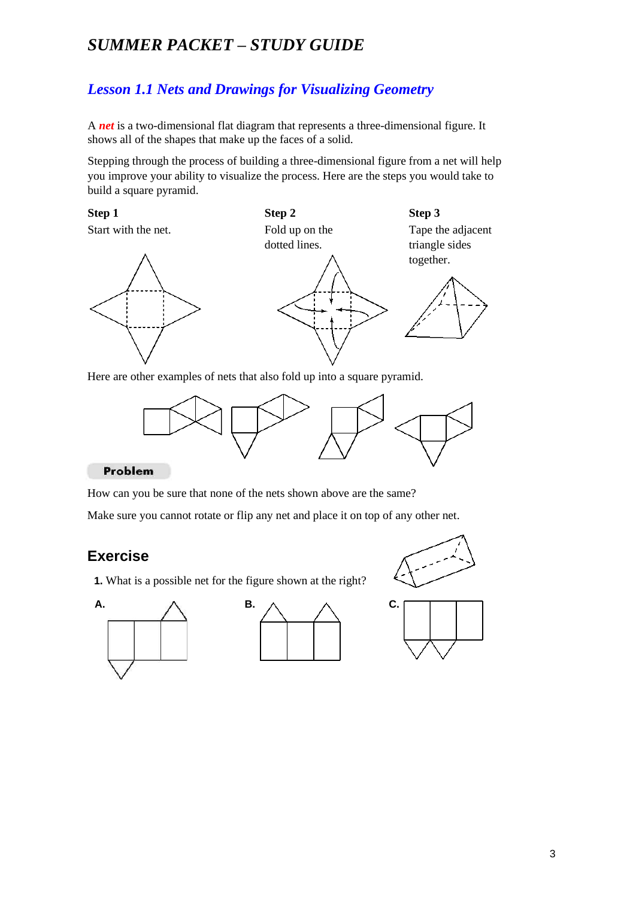## *SUMMER PACKET – STUDY GUIDE*

### *Lesson 1.1 Nets and Drawings for Visualizing Geometry*

A ***net*** is a two-dimensional flat diagram that represents a three-dimensional figure. It shows all of the shapes that make up the faces of a solid.

Stepping through the process of building a three-dimensional figure from a net will help you improve your ability to visualize the process. Here are the steps you would take to build a square pyramid.

**Step 1**
Start with the net.

**Step 2**
Fold up on the dotted lines.

**Step 3**
Tape the adjacent triangle sides together.

Here are other examples of nets that also fold up into a square pyramid.

**Problem**

How can you be sure that none of the nets shown above are the same?

Make sure you cannot rotate or flip any net and place it on top of any other net.

## Exercise

**1.** What is a possible net for the figure shown at the right?

**A.**

**B.**

**C.**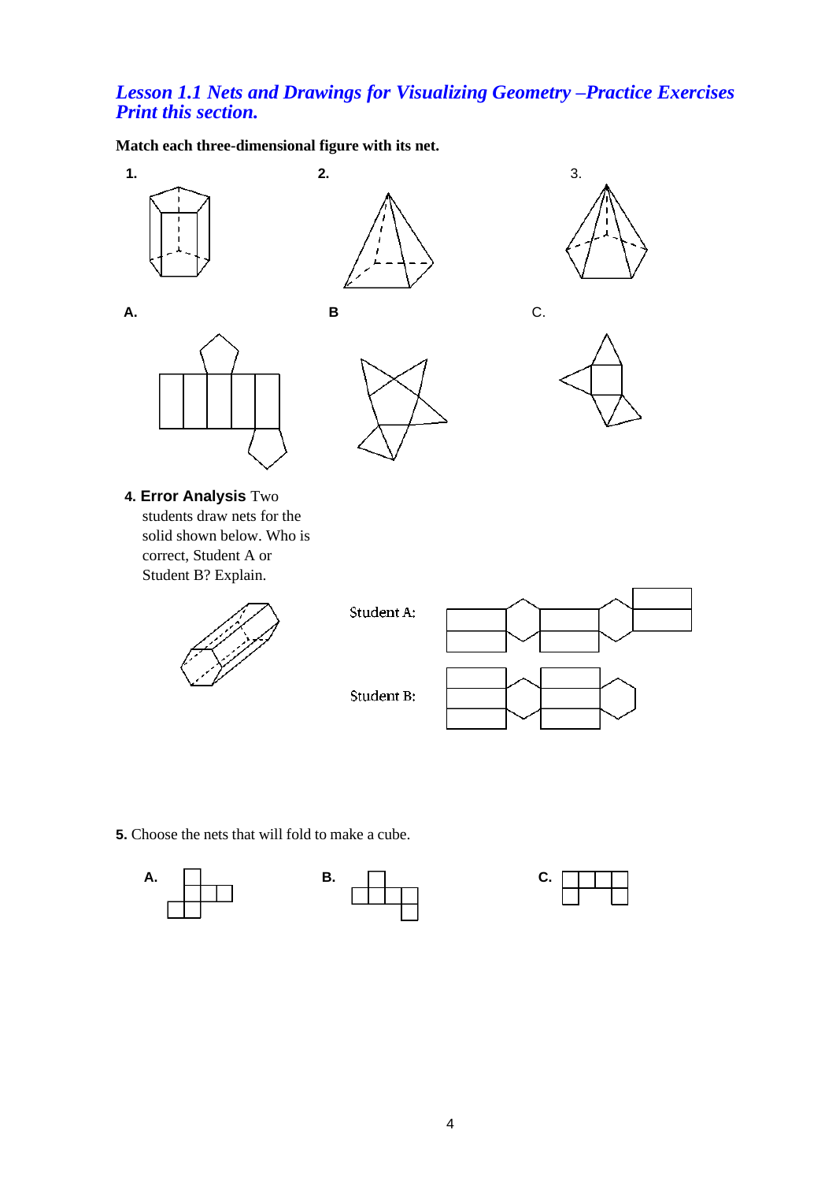## *Lesson 1.1 Nets and Drawings for Visualizing Geometry –Practice Exercises Print this section.*

**Match each three-dimensional figure with its net.**

**1.** **2.** 3.

**A.** **B** C.

**4. Error Analysis** Two students draw nets for the solid shown below. Who is correct, Student A or Student B? Explain.

Student A:

Student B:

**5.** Choose the nets that will fold to make a cube.

**A.** **B.** **C.**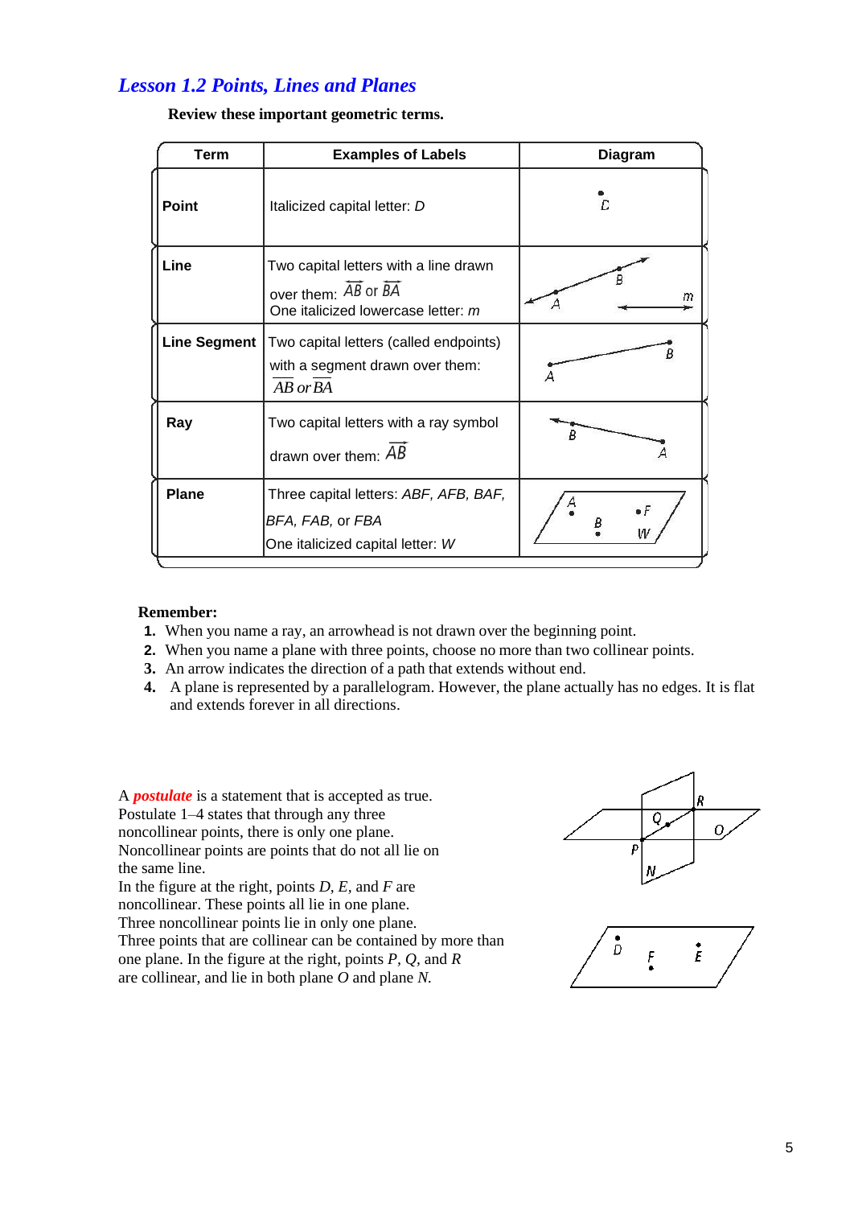## *Lesson 1.2 Points, Lines and Planes*

**Review these important geometric terms.**

| Term | Examples of Labels | Diagram |
|---|---|---|
| **Point** | Italicized capital letter: *D* | |
| **Line** | Two capital letters with a line drawn over them: $\overleftrightarrow{AB}$ or $\overleftrightarrow{BA}$ One italicized lowercase letter: *m* | |
| **Line Segment** | Two capital letters (called endpoints) with a segment drawn over them: $\overline{AB}$ or $\overline{BA}$ | |
| **Ray** | Two capital letters with a ray symbol drawn over them: $\overrightarrow{AB}$ | |
| **Plane** | Three capital letters: *ABF, AFB, BAF, BFA, FAB,* or *FBA* One italicized capital letter: *W* | |

**Remember:**

1. When you name a ray, an arrowhead is not drawn over the beginning point.
2. When you name a plane with three points, choose no more than two collinear points.
3. An arrow indicates the direction of a path that extends without end.
4. A plane is represented by a parallelogram. However, the plane actually has no edges. It is flat and extends forever in all directions.

A ***postulate*** is a statement that is accepted as true. Postulate 1–4 states that through any three noncollinear points, there is only one plane. Noncollinear points are points that do not all lie on the same line.
In the figure at the right, points *D*, *E*, and *F* are noncollinear. These points all lie in one plane. Three noncollinear points lie in only one plane.
Three points that are collinear can be contained by more than one plane. In the figure at the right, points *P*, *Q*, and *R* are collinear, and lie in both plane *O* and plane *N*.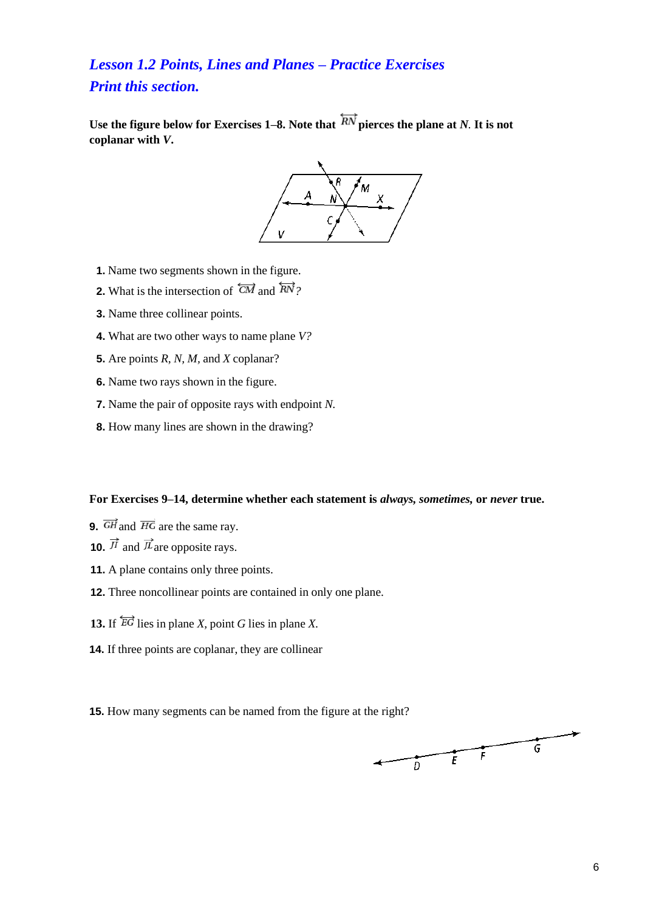## *Lesson 1.2 Points, Lines and Planes – Practice Exercises*
## *Print this section.*

**Use the figure below for Exercises 1–8. Note that $\overleftrightarrow{RN}$ pierces the plane at *N*. It is not coplanar with *V*.**

1. Name two segments shown in the figure.
2. What is the intersection of $\overleftrightarrow{CM}$ and $\overleftrightarrow{RN}$?
3. Name three collinear points.
4. What are two other ways to name plane *V?*
5. Are points *R, N, M,* and *X* coplanar?
6. Name two rays shown in the figure.
7. Name the pair of opposite rays with endpoint *N.*
8. How many lines are shown in the drawing?

**For Exercises 9–14, determine whether each statement is *always, sometimes,* or *never* true.**

9. $\overrightarrow{GH}$ and $\overrightarrow{HG}$ are the same ray.
10. $\overrightarrow{JI}$ and $\overrightarrow{JL}$ are opposite rays.
11. A plane contains only three points.
12. Three noncollinear points are contained in only one plane.
13. If $\overleftrightarrow{EG}$ lies in plane *X,* point *G* lies in plane *X.*
14. If three points are coplanar, they are collinear

15. How many segments can be named from the figure at the right?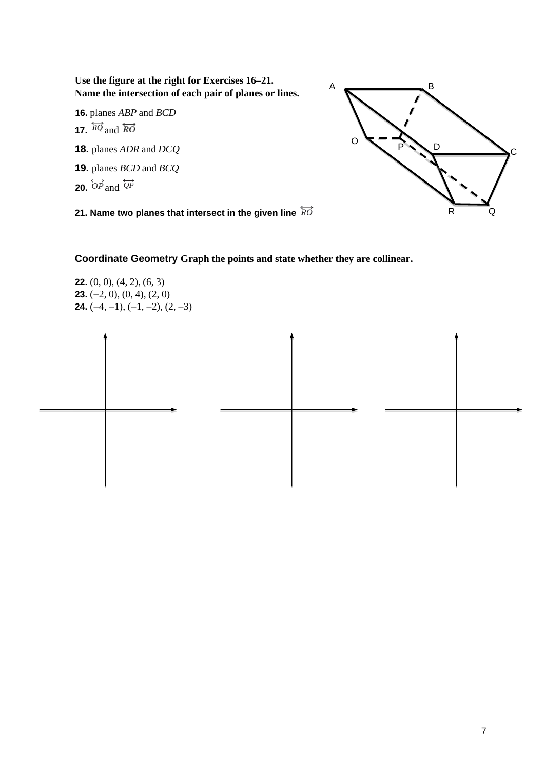**Use the figure at the right for Exercises 16–21.**
**Name the intersection of each pair of planes or lines.**

**16.** planes *ABP* and *BCD*

**17.** $\overleftrightarrow{RQ}$ and $\overleftrightarrow{RO}$

**18.** planes *ADR* and *DCQ*

**19.** planes *BCD* and *BCQ*

**20.** $\overleftrightarrow{OP}$ and $\overleftrightarrow{QP}$

**21. Name two planes that intersect in the given line** $\overleftrightarrow{RO}$

**Coordinate Geometry Graph the points and state whether they are collinear.**

**22.** (0, 0), (4, 2), (6, 3)
**23.** (–2, 0), (0, 4), (2, 0)
**24.** (–4, –1), (–1, –2), (2, –3)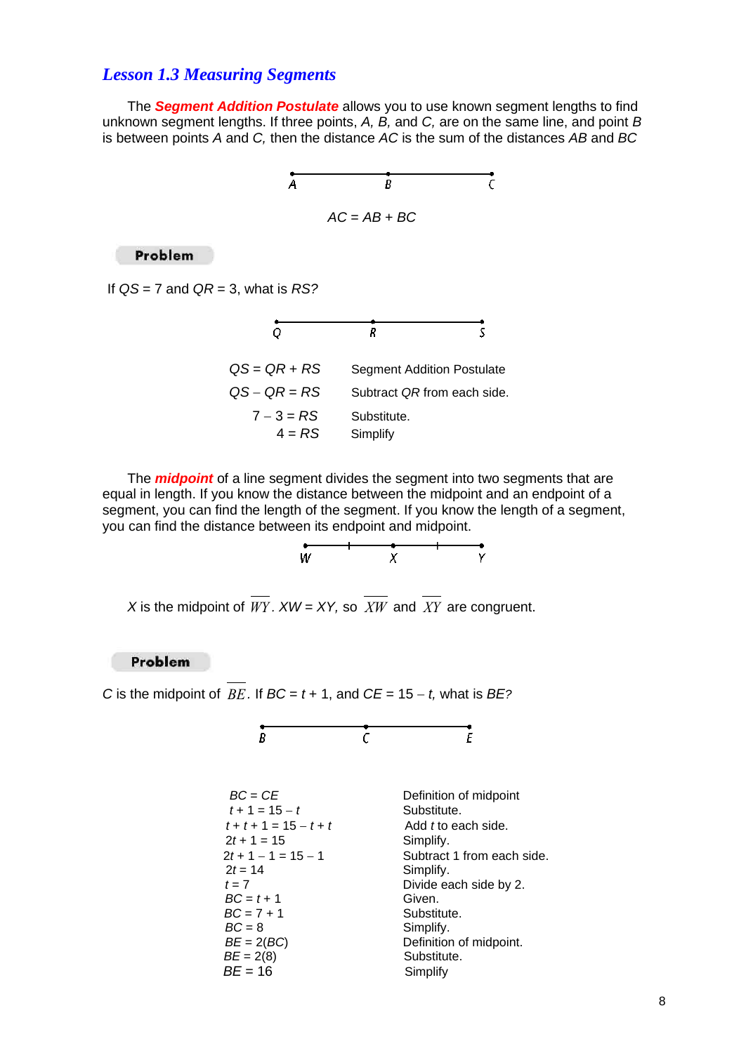## *Lesson 1.3 Measuring Segments*

The ***Segment Addition Postulate*** allows you to use known segment lengths to find unknown segment lengths. If three points, *A, B,* and *C,* are on the same line, and point *B* is between points *A* and *C,* then the distance *AC* is the sum of the distances *AB* and *BC*

A B C

$AC = AB + BC$

**Problem**

If $QS = 7$ and $QR = 3$, what is $RS$?

Q R S

| | |
|---|---|
| $QS = QR + RS$ | Segment Addition Postulate |
| $QS - QR = RS$ | Subtract *QR* from each side. |
| $7 - 3 = RS$ | Substitute. |
| $4 = RS$ | Simplify |

The ***midpoint*** of a line segment divides the segment into two segments that are equal in length. If you know the distance between the midpoint and an endpoint of a segment, you can find the length of the segment. If you know the length of a segment, you can find the distance between its endpoint and midpoint.

W X Y

*X* is the midpoint of $\overline{WY}$. $XW = XY$, so $\overline{XW}$ and $\overline{XY}$ are congruent.

**Problem**

*C* is the midpoint of $\overline{BE}$. If $BC = t + 1$, and $CE = 15 - t$, what is $BE$?

B C E

| | |
|---|---|
| $BC = CE$ | Definition of midpoint |
| $t + 1 = 15 - t$ | Substitute. |
| $t + t + 1 = 15 - t + t$ | Add *t* to each side. |
| $2t + 1 = 15$ | Simplify. |
| $2t + 1 - 1 = 15 - 1$ | Subtract 1 from each side. |
| $2t = 14$ | Simplify. |
| $t = 7$ | Divide each side by 2. |
| $BC = t + 1$ | Given. |
| $BC = 7 + 1$ | Substitute. |
| $BC = 8$ | Simplify. |
| $BE = 2(BC)$ | Definition of midpoint. |
| $BE = 2(8)$ | Substitute. |
| $BE = 16$ | Simplify |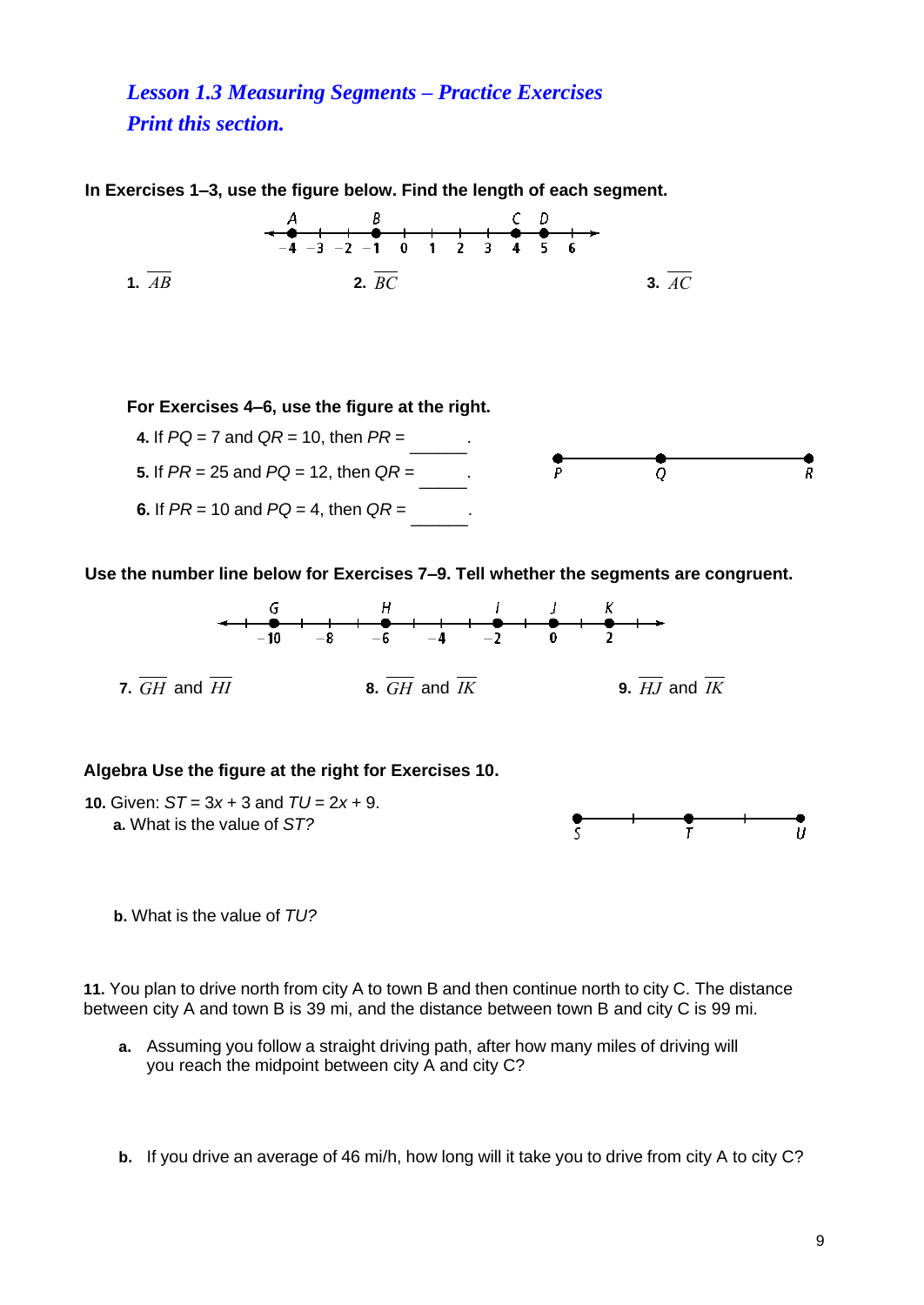## *Lesson 1.3 Measuring Segments – Practice Exercises*
### *Print this section.*

**In Exercises 1–3, use the figure below. Find the length of each segment.**

A number line from −4 to 6 with points A at −4, B at −1, C at 4, D at 5.

**1.** $\overline{AB}$ **2.** $\overline{BC}$ **3.** $\overline{AC}$

**For Exercises 4–6, use the figure at the right.**

Points P, Q, R on a segment.

**4.** If $PQ = 7$ and $QR = 10$, then $PR =$ ______.

**5.** If $PR = 25$ and $PQ = 12$, then $QR =$ ______.

**6.** If $PR = 10$ and $PQ = 4$, then $QR =$ ______.

**Use the number line below for Exercises 7–9. Tell whether the segments are congruent.**

A number line with points G at −10, H at −6, I at −2, J at 0, K at 2.

**7.** $\overline{GH}$ and $\overline{HI}$ **8.** $\overline{GH}$ and $\overline{IK}$ **9.** $\overline{HJ}$ and $\overline{IK}$

**Algebra Use the figure at the right for Exercises 10.**

Segment SU with midpoint T; ST and TU marked congruent.

**10.** Given: $ST = 3x + 3$ and $TU = 2x + 9$.

**a.** What is the value of *ST?*

**b.** What is the value of *TU?*

**11.** You plan to drive north from city A to town B and then continue north to city C. The distance between city A and town B is 39 mi, and the distance between town B and city C is 99 mi.

**a.** Assuming you follow a straight driving path, after how many miles of driving will you reach the midpoint between city A and city C?

**b.** If you drive an average of 46 mi/h, how long will it take you to drive from city A to city C?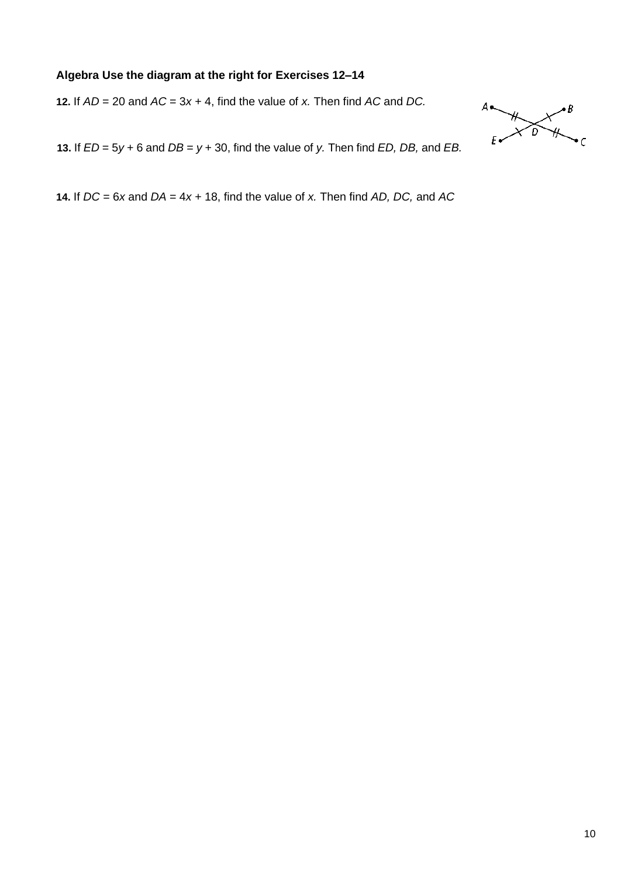**Algebra Use the diagram at the right for Exercises 12–14**

**12.** If $AD = 20$ and $AC = 3x + 4$, find the value of $x$. Then find $AC$ and $DC$.

**13.** If $ED = 5y + 6$ and $DB = y + 30$, find the value of $y$. Then find $ED$, $DB$, and $EB$.

**14.** If $DC = 6x$ and $DA = 4x + 18$, find the value of $x$. Then find $AD$, $DC$, and $AC$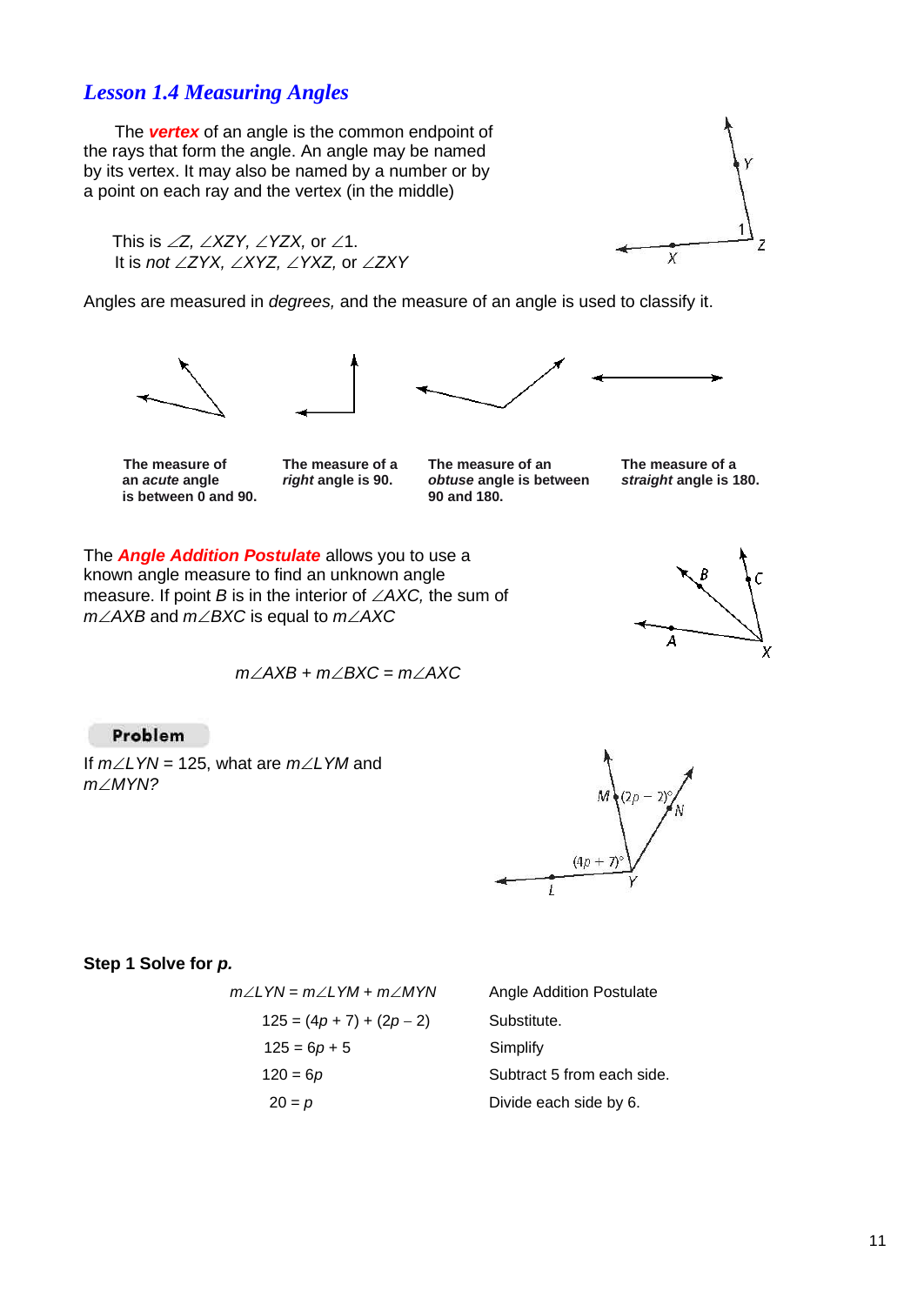## *Lesson 1.4 Measuring Angles*

The ***vertex*** of an angle is the common endpoint of the rays that form the angle. An angle may be named by its vertex. It may also be named by a number or by a point on each ray and the vertex (in the middle)

This is $\angle Z$, $\angle XZY$, $\angle YZX$, or $\angle 1$.
It is *not* $\angle ZYX$, $\angle XYZ$, $\angle YXZ$, or $\angle ZXY$

Angles are measured in *degrees,* and the measure of an angle is used to classify it.

**The measure of an *acute* angle is between 0 and 90.**

**The measure of a *right* angle is 90.**

**The measure of an *obtuse* angle is between 90 and 180.**

**The measure of a *straight* angle is 180.**

The ***Angle Addition Postulate*** allows you to use a known angle measure to find an unknown angle measure. If point $B$ is in the interior of $\angle AXC$, the sum of $m\angle AXB$ and $m\angle BXC$ is equal to $m\angle AXC$

$$m\angle AXB + m\angle BXC = m\angle AXC$$

**Problem**

If $m\angle LYN = 125$, what are $m\angle LYM$ and $m\angle MYN$?

**Step 1 Solve for *p*.**

| | |
|---|---|
| $m\angle LYN = m\angle LYM + m\angle MYN$ | Angle Addition Postulate |
| $125 = (4p + 7) + (2p - 2)$ | Substitute. |
| $125 = 6p + 5$ | Simplify |
| $120 = 6p$ | Subtract 5 from each side. |
| $20 = p$ | Divide each side by 6. |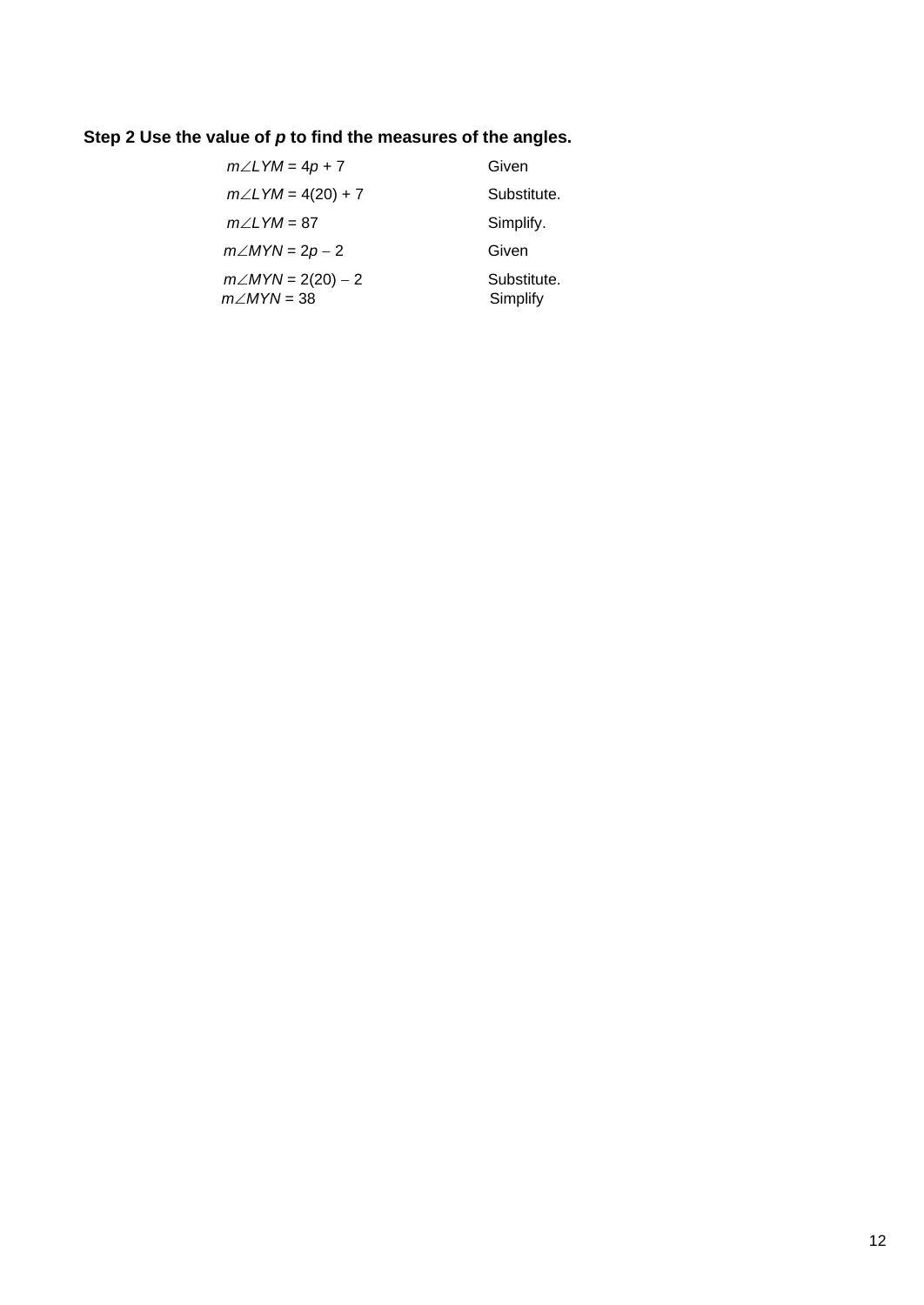**Step 2 Use the value of *p* to find the measures of the angles.**

| | |
|---|---|
| $m\angle LYM = 4p + 7$ | Given |
| $m\angle LYM = 4(20) + 7$ | Substitute. |
| $m\angle LYM = 87$ | Simplify. |
| $m\angle MYN = 2p - 2$ | Given |
| $m\angle MYN = 2(20) - 2$ | Substitute. |
| $m\angle MYN = 38$ | Simplify |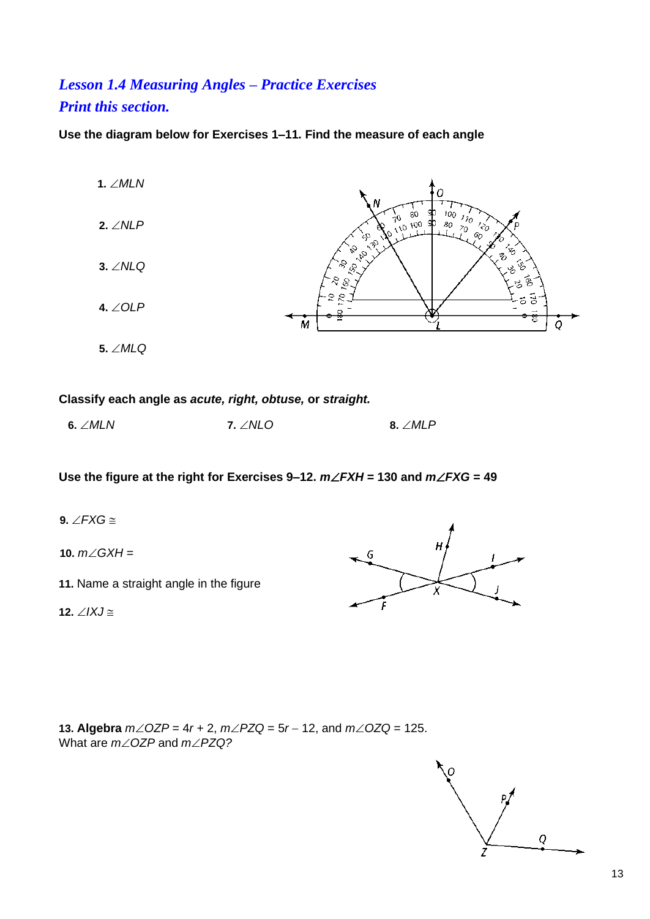## *Lesson 1.4 Measuring Angles – Practice Exercises*
## *Print this section.*

**Use the diagram below for Exercises 1–11. Find the measure of each angle**

**1.** $\angle MLN$

**2.** $\angle NLP$

**3.** $\angle NLQ$

**4.** $\angle OLP$

**5.** $\angle MLQ$

**Classify each angle as *acute, right, obtuse,* or *straight.***

**6.** $\angle MLN$

**7.** $\angle NLO$

**8.** $\angle MLP$

**Use the figure at the right for Exercises 9–12. $m\angle FXH = 130$ and $m\angle FXG = 49$**

**9.** $\angle FXG \cong$

**10.** $m\angle GXH =$

**11.** Name a straight angle in the figure

**12.** $\angle IXJ \cong$

**13. Algebra** $m\angle OZP = 4r + 2$, $m\angle PZQ = 5r - 12$, and $m\angle OZQ = 125$.
What are $m\angle OZP$ and $m\angle PZQ$?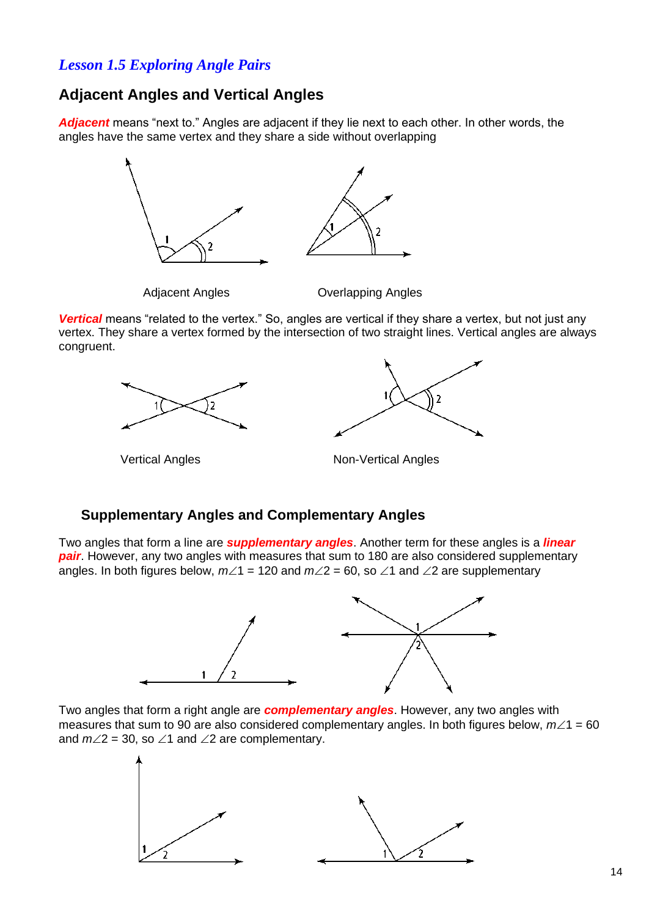*Lesson 1.5 Exploring Angle Pairs*

## Adjacent Angles and Vertical Angles

***Adjacent*** means "next to." Angles are adjacent if they lie next to each other. In other words, the angles have the same vertex and they share a side without overlapping

Adjacent Angles

Overlapping Angles

***Vertical*** means "related to the vertex." So, angles are vertical if they share a vertex, but not just any vertex. They share a vertex formed by the intersection of two straight lines. Vertical angles are always congruent.

Vertical Angles

Non-Vertical Angles

## Supplementary Angles and Complementary Angles

Two angles that form a line are ***supplementary angles***. Another term for these angles is a ***linear pair***. However, any two angles with measures that sum to 180 are also considered supplementary angles. In both figures below, $m\angle 1 = 120$ and $m\angle 2 = 60$, so $\angle 1$ and $\angle 2$ are supplementary

Two angles that form a right angle are ***complementary angles***. However, any two angles with measures that sum to 90 are also considered complementary angles. In both figures below, $m\angle 1 = 60$ and $m\angle 2 = 30$, so $\angle 1$ and $\angle 2$ are complementary.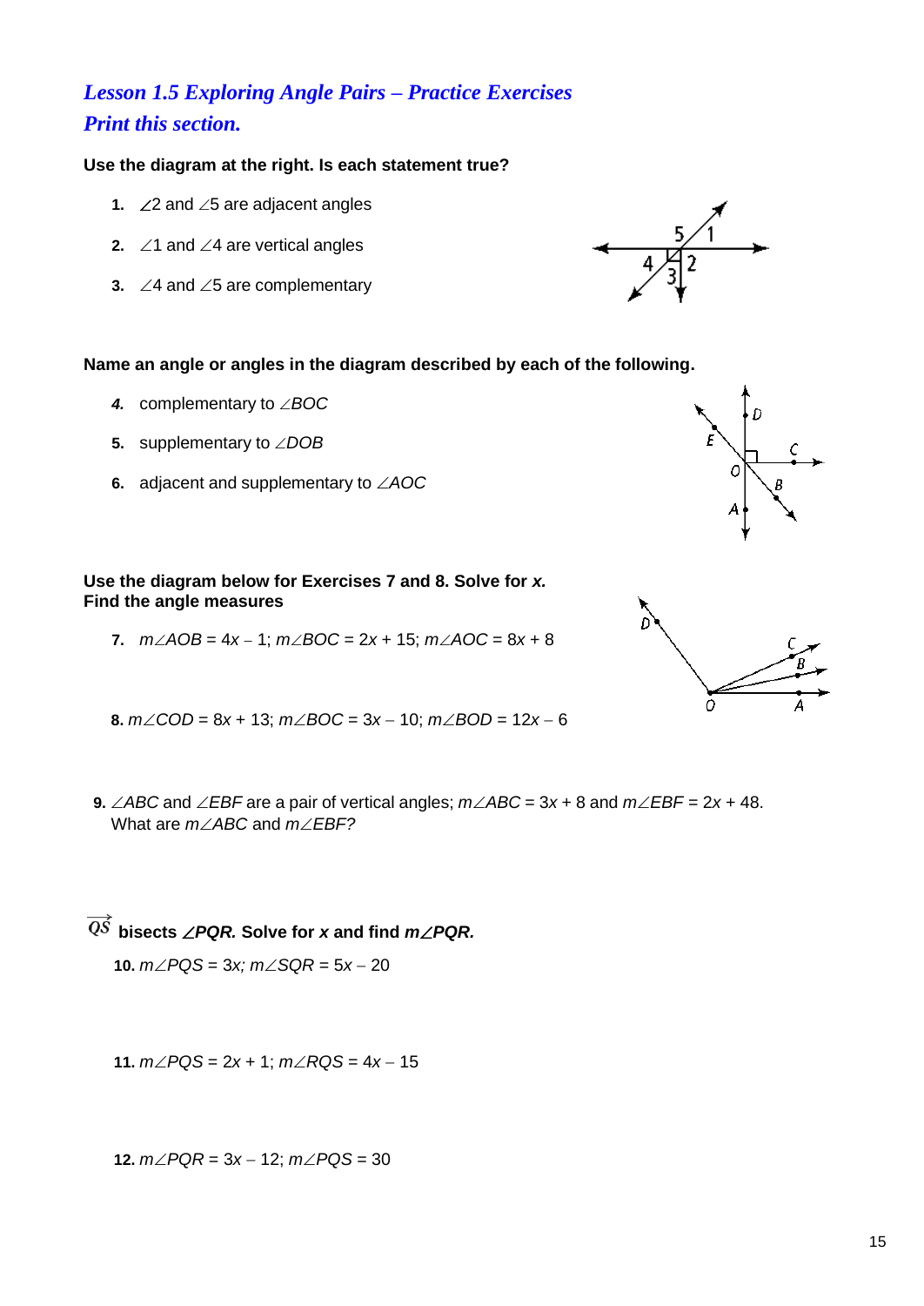## *Lesson 1.5 Exploring Angle Pairs – Practice Exercises*
## *Print this section.*

**Use the diagram at the right. Is each statement true?**

1. $\angle 2$ and $\angle 5$ are adjacent angles
2. $\angle 1$ and $\angle 4$ are vertical angles
3. $\angle 4$ and $\angle 5$ are complementary

**Name an angle or angles in the diagram described by each of the following.**

4. complementary to $\angle BOC$
5. supplementary to $\angle DOB$
6. adjacent and supplementary to $\angle AOC$

**Use the diagram below for Exercises 7 and 8. Solve for *x*. Find the angle measures**

7. $m\angle AOB = 4x - 1$; $m\angle BOC = 2x + 15$; $m\angle AOC = 8x + 8$

8. $m\angle COD = 8x + 13$; $m\angle BOC = 3x - 10$; $m\angle BOD = 12x - 6$

9. $\angle ABC$ and $\angle EBF$ are a pair of vertical angles; $m\angle ABC = 3x + 8$ and $m\angle EBF = 2x + 48$. What are $m\angle ABC$ and $m\angle EBF$?

$\overrightarrow{QS}$ **bisects $\angle PQR$. Solve for *x* and find $m\angle PQR$.**

10. $m\angle PQS = 3x$; $m\angle SQR = 5x - 20$

11. $m\angle PQS = 2x + 1$; $m\angle RQS = 4x - 15$

12. $m\angle PQR = 3x - 12$; $m\angle PQS = 30$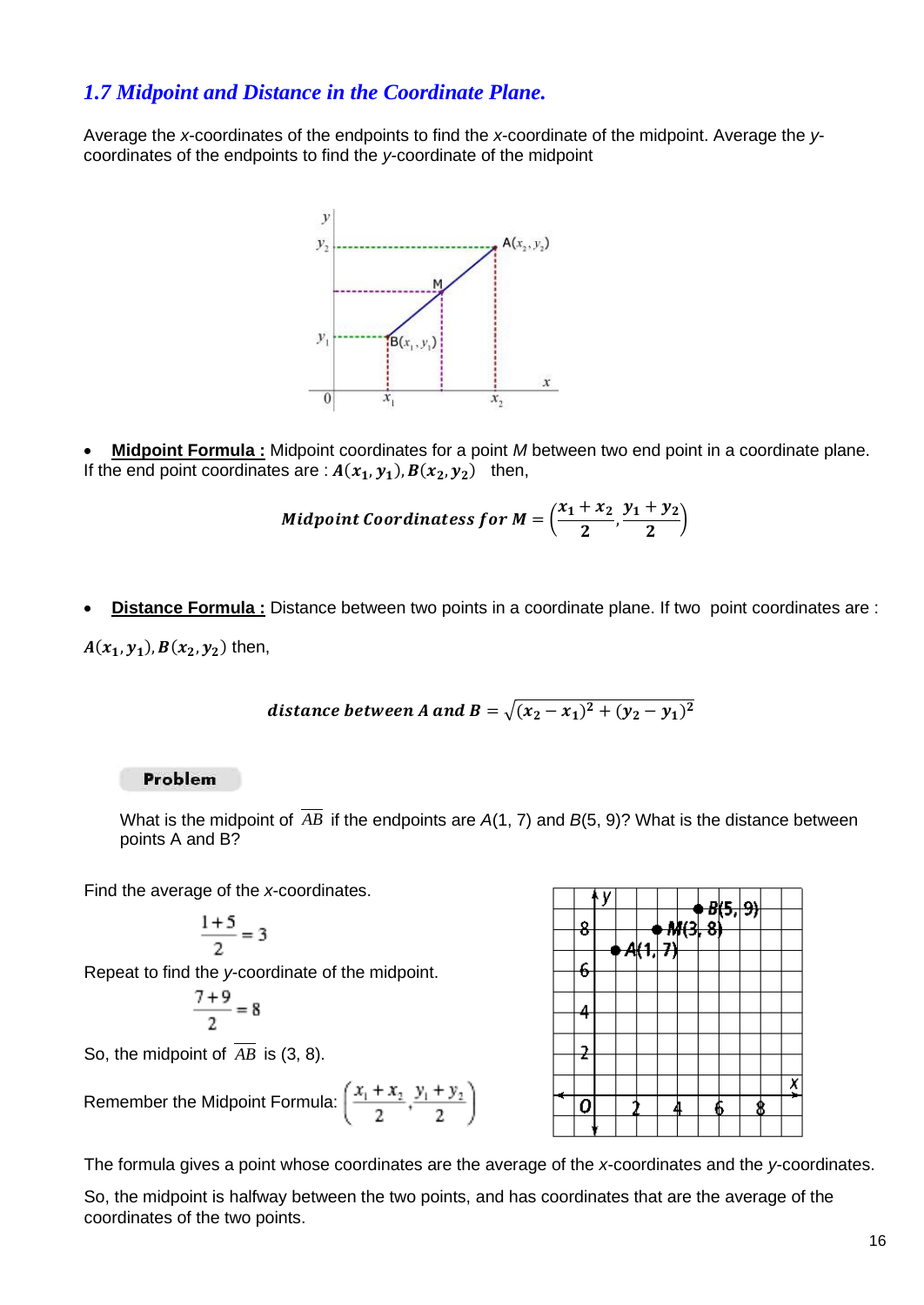## *1.7 Midpoint and Distance in the Coordinate Plane.*

Average the *x*-coordinates of the endpoints to find the *x*-coordinate of the midpoint. Average the *y*-coordinates of the endpoints to find the *y*-coordinate of the midpoint

- **Midpoint Formula :** Midpoint coordinates for a point *M* between two end point in a coordinate plane. If the end point coordinates are : $A(x_1, y_1), B(x_2, y_2)$ then,

$$Midpoint\ Coordinatess\ for\ M = \left(\frac{x_1 + x_2}{2}, \frac{y_1 + y_2}{2}\right)$$

- **Distance Formula :** Distance between two points in a coordinate plane. If two point coordinates are : $A(x_1, y_1), B(x_2, y_2)$ then,

$$distance\ between\ A\ and\ B = \sqrt{(x_2 - x_1)^2 + (y_2 - y_1)^2}$$

**Problem**

What is the midpoint of $\overline{AB}$ if the endpoints are *A*(1, 7) and *B*(5, 9)? What is the distance between points A and B?

Find the average of the *x*-coordinates.

$$\frac{1+5}{2} = 3$$

Repeat to find the *y*-coordinate of the midpoint.

$$\frac{7+9}{2} = 8$$

So, the midpoint of $\overline{AB}$ is (3, 8).

Remember the Midpoint Formula: $\left(\frac{x_1 + x_2}{2}, \frac{y_1 + y_2}{2}\right)$

The formula gives a point whose coordinates are the average of the *x*-coordinates and the *y*-coordinates.

So, the midpoint is halfway between the two points, and has coordinates that are the average of the coordinates of the two points.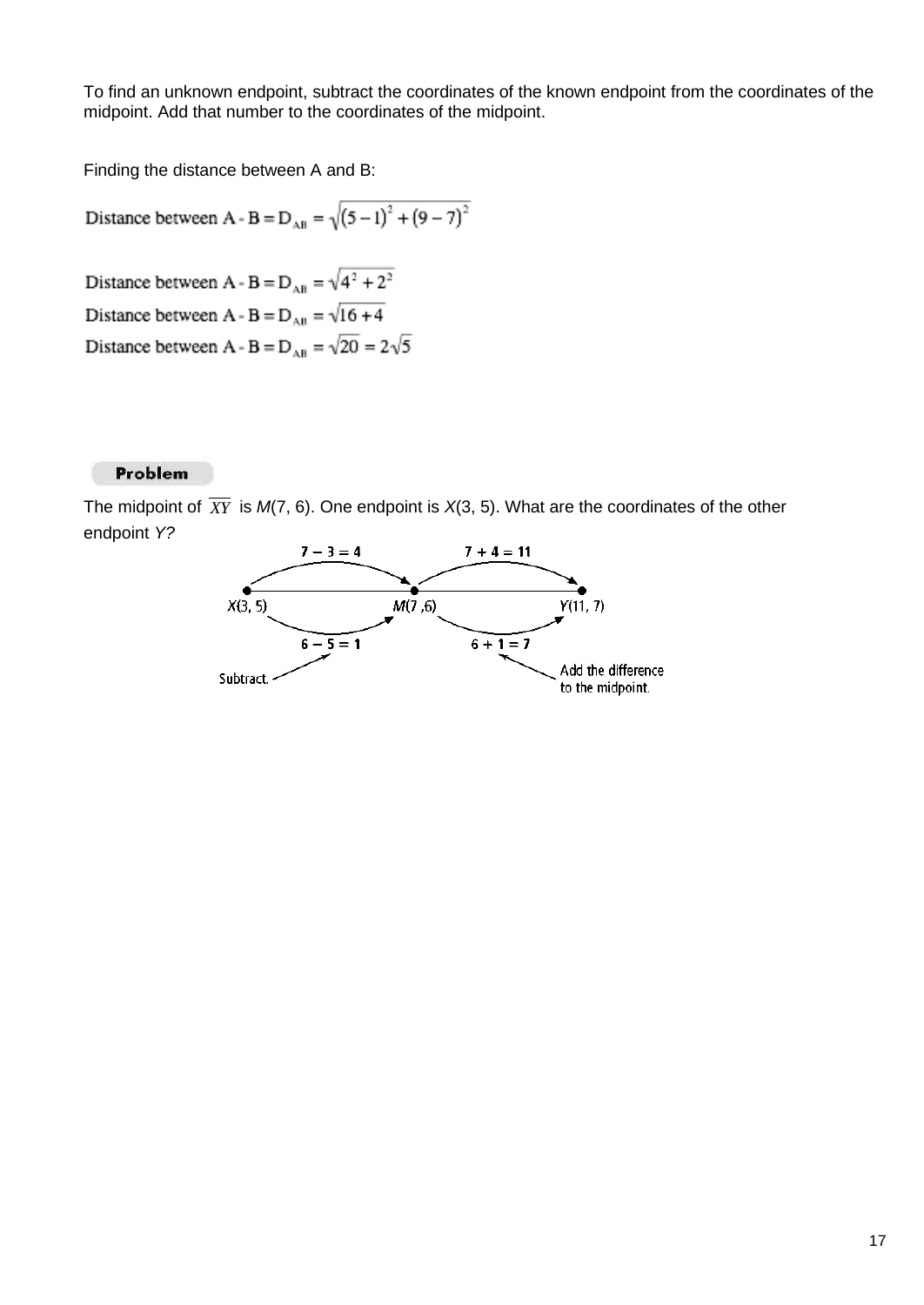To find an unknown endpoint, subtract the coordinates of the known endpoint from the coordinates of the midpoint. Add that number to the coordinates of the midpoint.

Finding the distance between A and B:

$$\text{Distance between A - B} = D_{AB} = \sqrt{(5-1)^2 + (9-7)^2}$$

$$\text{Distance between A - B} = D_{AB} = \sqrt{4^2 + 2^2}$$

$$\text{Distance between A - B} = D_{AB} = \sqrt{16 + 4}$$

$$\text{Distance between A - B} = D_{AB} = \sqrt{20} = 2\sqrt{5}$$

**Problem**

The midpoint of $\overline{XY}$ is $M(7, 6)$. One endpoint is $X(3, 5)$. What are the coordinates of the other endpoint $Y$?

$7 - 3 = 4$ $\quad$ $7 + 4 = 11$

$X(3, 5)$ $\quad$ $M(7, 6)$ $\quad$ $Y(11, 7)$

$6 - 5 = 1$ $\quad$ $6 + 1 = 7$

Subtract. $\quad$ Add the difference to the midpoint.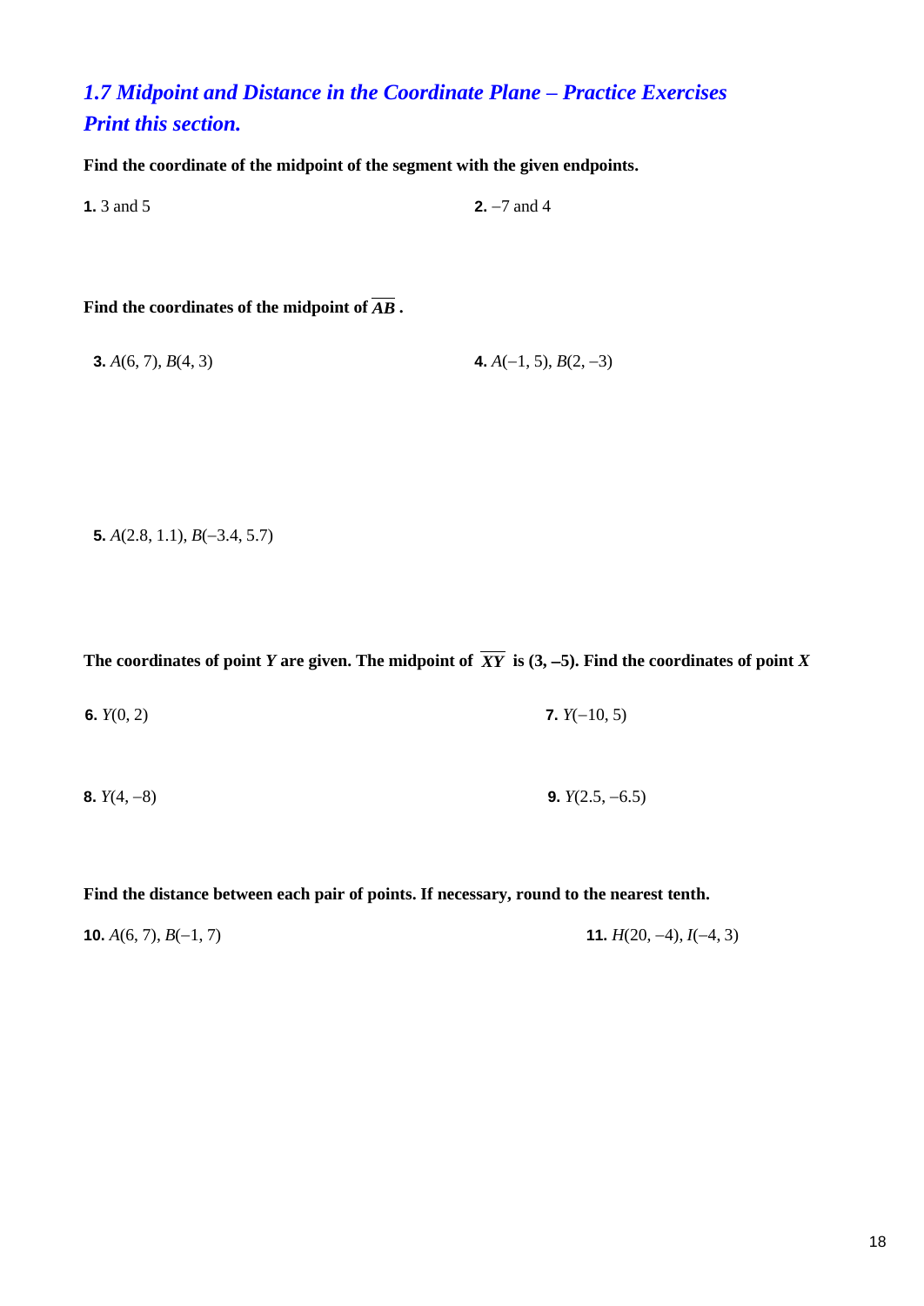## *1.7 Midpoint and Distance in the Coordinate Plane – Practice Exercises*
## *Print this section.*

**Find the coordinate of the midpoint of the segment with the given endpoints.**

**1.** 3 and 5

**2.** −7 and 4

**Find the coordinates of the midpoint of $\overline{AB}$.**

**3.** $A(6, 7)$, $B(4, 3)$

**4.** $A(-1, 5)$, $B(2, -3)$

**5.** $A(2.8, 1.1)$, $B(-3.4, 5.7)$

**The coordinates of point *Y* are given. The midpoint of $\overline{XY}$ is (3, –5). Find the coordinates of point *X***

**6.** $Y(0, 2)$

**7.** $Y(-10, 5)$

**8.** $Y(4, -8)$

**9.** $Y(2.5, -6.5)$

**Find the distance between each pair of points. If necessary, round to the nearest tenth.**

**10.** $A(6, 7)$, $B(-1, 7)$

**11.** $H(20, -4)$, $I(-4, 3)$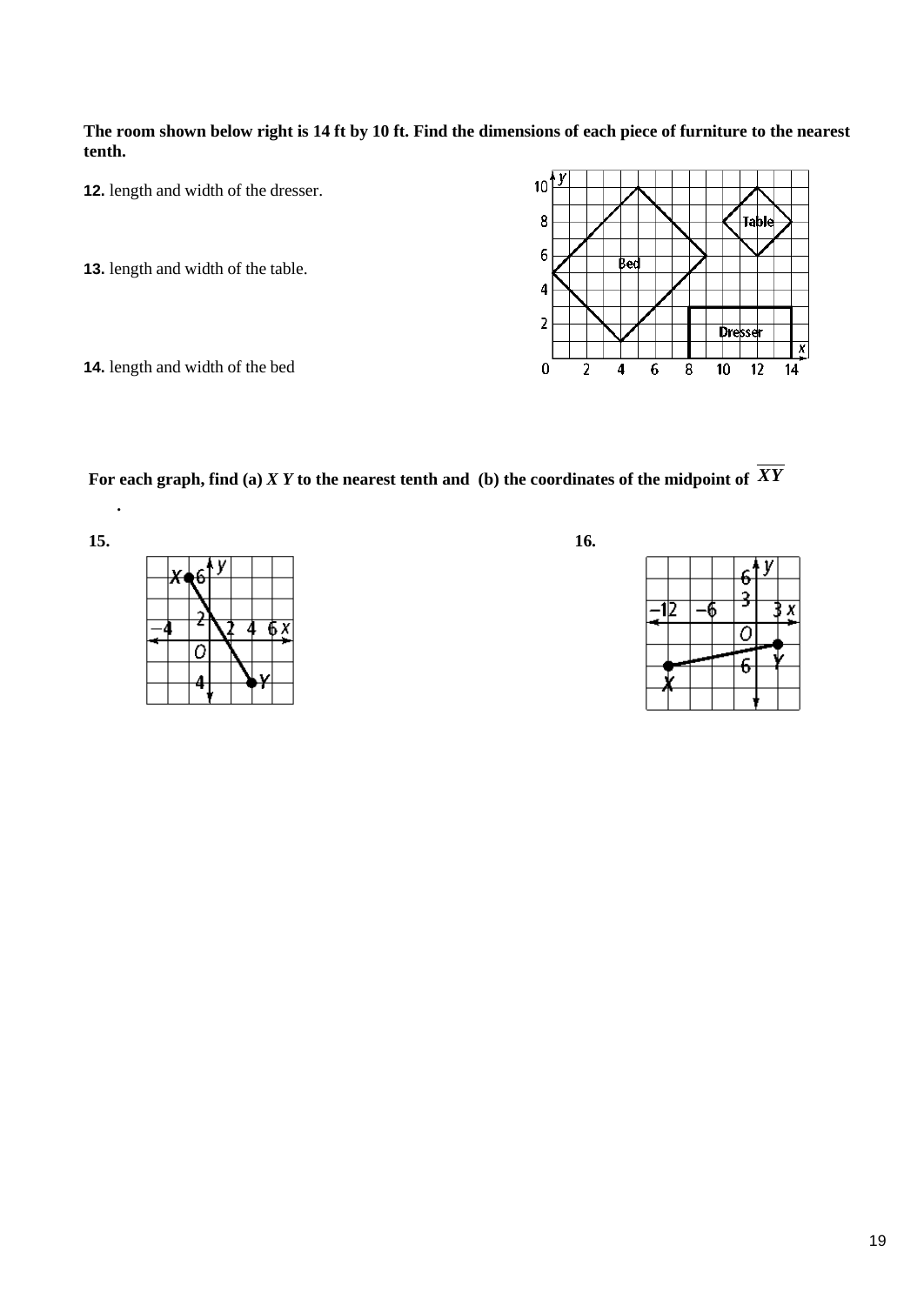**The room shown below right is 14 ft by 10 ft. Find the dimensions of each piece of furniture to the nearest tenth.**

**12.** length and width of the dresser.

**13.** length and width of the table.

**14.** length and width of the bed

**For each graph, find (a) *X Y* to the nearest tenth and (b) the coordinates of the midpoint of $\overline{XY}$ .**

**15.**

**16.**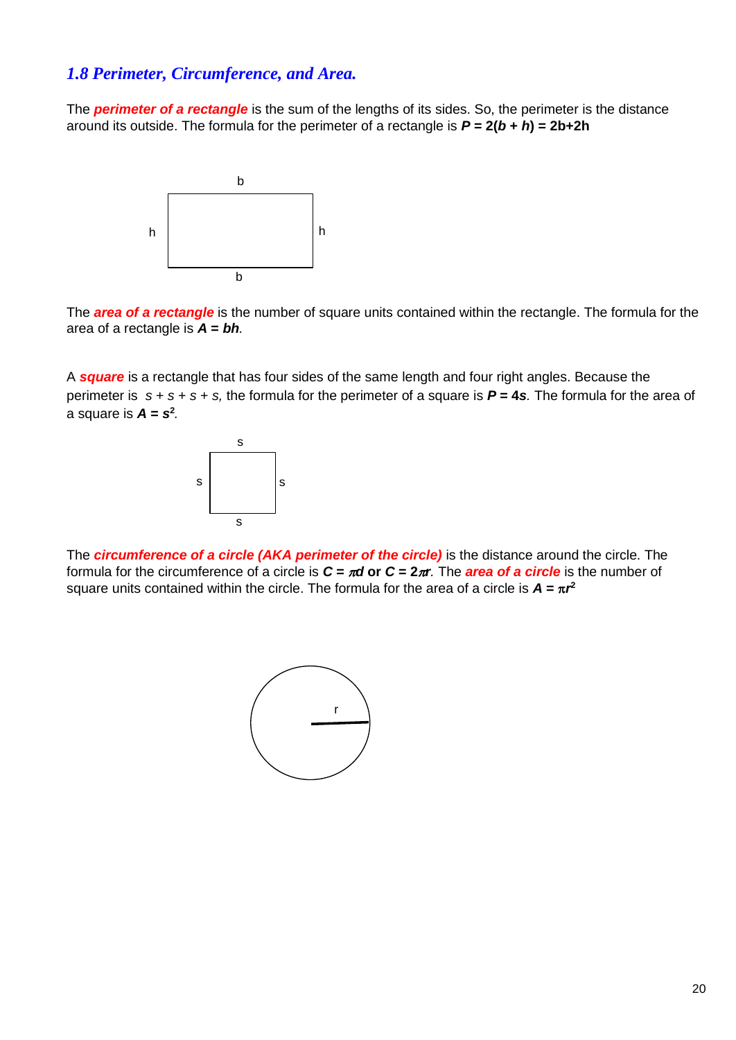### *1.8 Perimeter, Circumference, and Area.*

The ***perimeter of a rectangle*** is the sum of the lengths of its sides. So, the perimeter is the distance around its outside. The formula for the perimeter of a rectangle is $P = 2(b + h) = 2b+2h$

The ***area of a rectangle*** is the number of square units contained within the rectangle. The formula for the area of a rectangle is $A = bh$.

A ***square*** is a rectangle that has four sides of the same length and four right angles. Because the perimeter is $s + s + s + s$, the formula for the perimeter of a square is $P = 4s$. The formula for the area of a square is $A = s^2$.

The ***circumference of a circle (AKA perimeter of the circle)*** is the distance around the circle. The formula for the circumference of a circle is $C = \pi d$ or $C = 2\pi r$. The ***area of a circle*** is the number of square units contained within the circle. The formula for the area of a circle is $A = \pi r^2$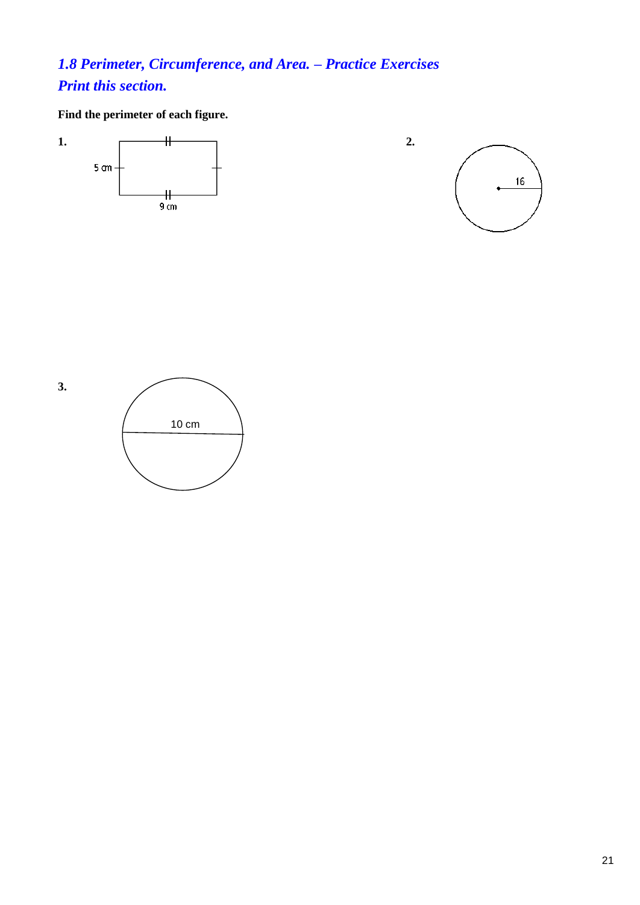## *1.8 Perimeter, Circumference, and Area. – Practice Exercises*
## *Print this section.*

**Find the perimeter of each figure.**

**1.**

5 cm

9 cm

**2.**

16

**3.**

10 cm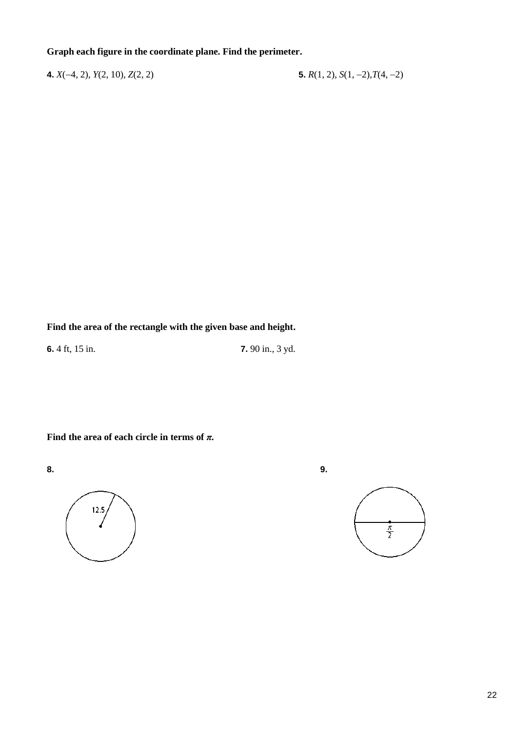**Graph each figure in the coordinate plane. Find the perimeter.**

**4.** $X(-4, 2)$, $Y(2, 10)$, $Z(2, 2)$

**5.** $R(1, 2)$, $S(1, -2)$, $T(4, -2)$

**Find the area of the rectangle with the given base and height.**

**6.** 4 ft, 15 in.

**7.** 90 in., 3 yd.

**Find the area of each circle in terms of $\pi$.**

**8.**

12.5

**9.**

$\frac{\pi}{2}$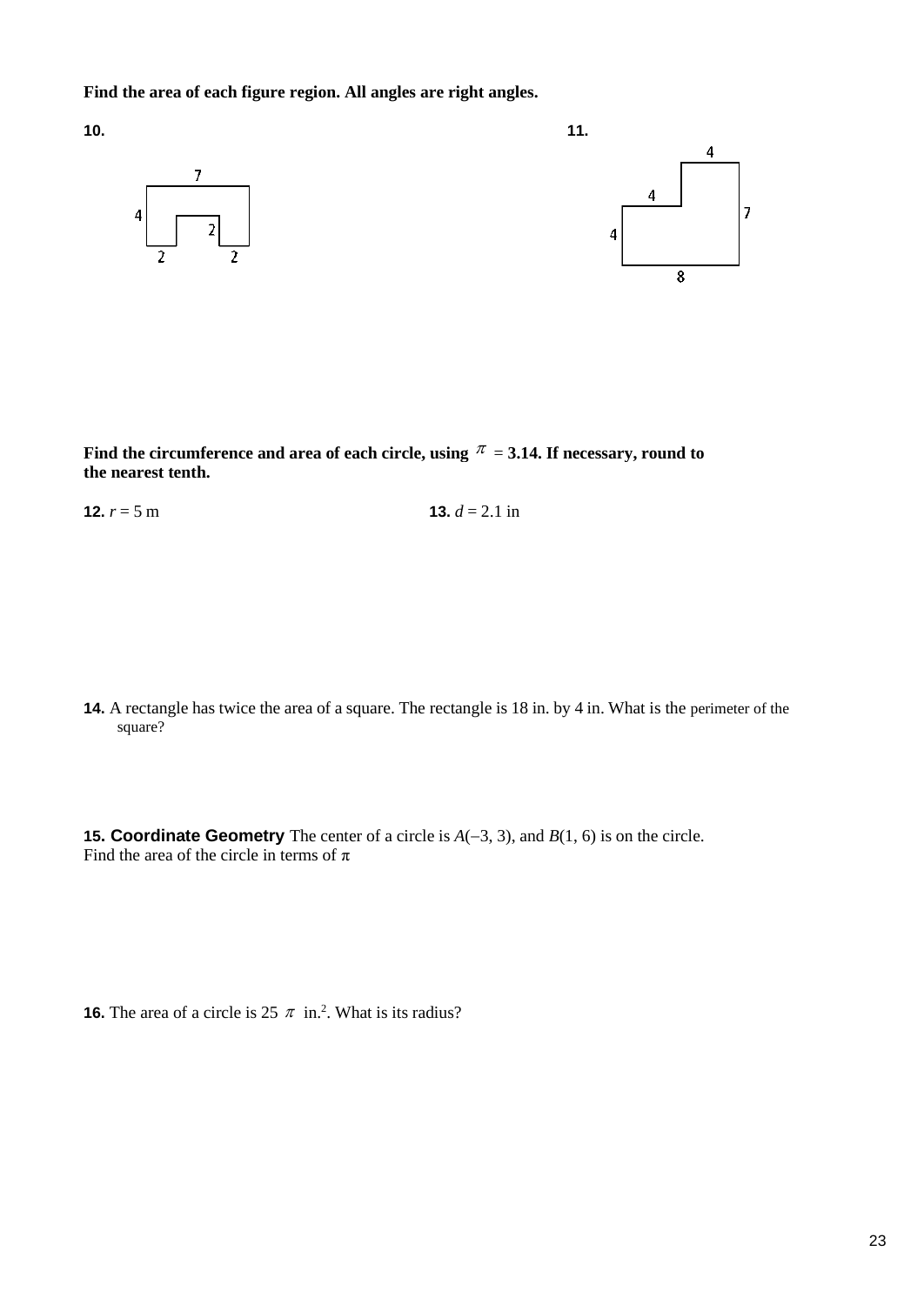**Find the area of each figure region. All angles are right angles.**

**10.**

7

4

2

2 2

**11.**

4

4

7

4

8

**Find the circumference and area of each circle, using $\pi$ = 3.14. If necessary, round to the nearest tenth.**

**12.** $r = 5$ m

**13.** $d = 2.1$ in

**14.** A rectangle has twice the area of a square. The rectangle is 18 in. by 4 in. What is the perimeter of the square?

**15. Coordinate Geometry** The center of a circle is $A(-3, 3)$, and $B(1, 6)$ is on the circle. Find the area of the circle in terms of $\pi$

**16.** The area of a circle is $25\pi$ in.$^2$. What is its radius?